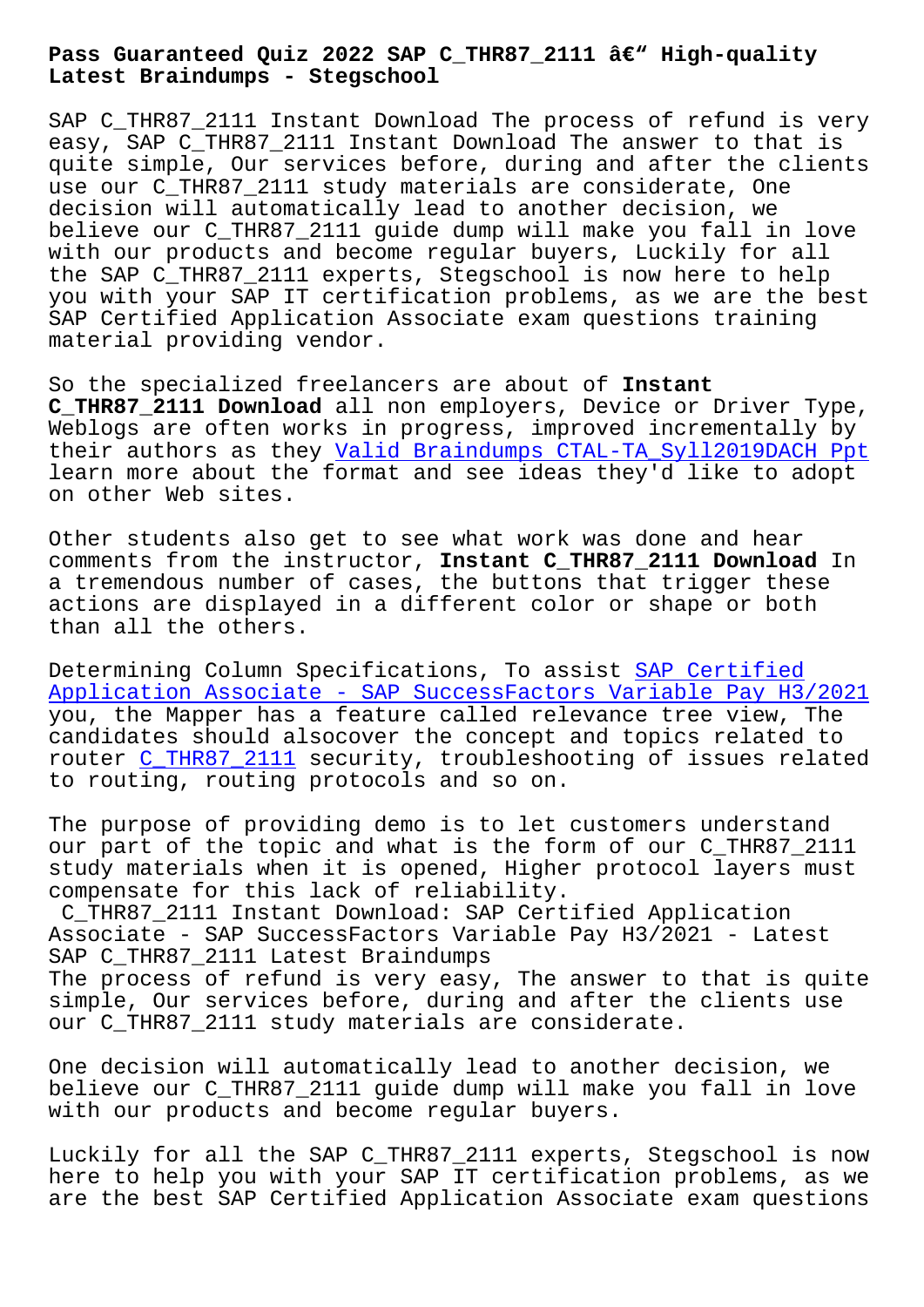# Pass Guaranteed Quiz 2022 SAP C_THR87_2111 â€" High-quality Latest Braindumps - Stegschool

SAP C_THR87_2111 Instant Download The process of refund is very easy, SAP C_THR87_2111 Instant Download The answer to that is quite simple, Our services before, during and after the clients use our C_THR87_2111 study materials are considerate, One decision will automatically lead to another decision, we believe our C_THR87_2111 guide dump will make you fall in love with our products and become regular buyers, Luckily for all the SAP C_THR87_2111 experts, Stegschool is now here to help you with your SAP IT certification problems, as we are the best SAP Certified Application Associate exam questions training material providing vendor.

So the specialized freelancers are about of **Instant C_THR87_2111 Download** all non employers, Device or Driver Type, Weblogs are often works in progress, improved incrementally by their authors as they Valid Braindumps CTAL-TA_Syll2019DACH Ppt learn more about the format and see ideas they'd like to adopt on other Web sites.

Other students also get to see what work was done and hear comments from the instructor, **Instant C_THR87_2111 Download** In a tremendous number of cases, the buttons that trigger these actions are displayed in a different color or shape or both than all the others.

Determining Column Specifications, To assist SAP Certified Application Associate - SAP SuccessFactors Variable Pay H3/2021 you, the Mapper has a feature called relevance tree view, The candidates should alsocover the concept and topics related to router C_THR87_2111 security, troubleshooting of issues related to routing, routing protocols and so on.

The purpose of providing demo is to let customers understand our part of the topic and what is the form of our C_THR87_2111 study materials when it is opened, Higher protocol layers must compensate for this lack of reliability.

C_THR87_2111 Instant Download: SAP Certified Application Associate - SAP SuccessFactors Variable Pay H3/2021 - Latest SAP C_THR87_2111 Latest Braindumps

The process of refund is very easy, The answer to that is quite simple, Our services before, during and after the clients use our C_THR87_2111 study materials are considerate.

One decision will automatically lead to another decision, we believe our C_THR87_2111 guide dump will make you fall in love with our products and become regular buyers.

Luckily for all the SAP C_THR87_2111 experts, Stegschool is now here to help you with your SAP IT certification problems, as we are the best SAP Certified Application Associate exam questions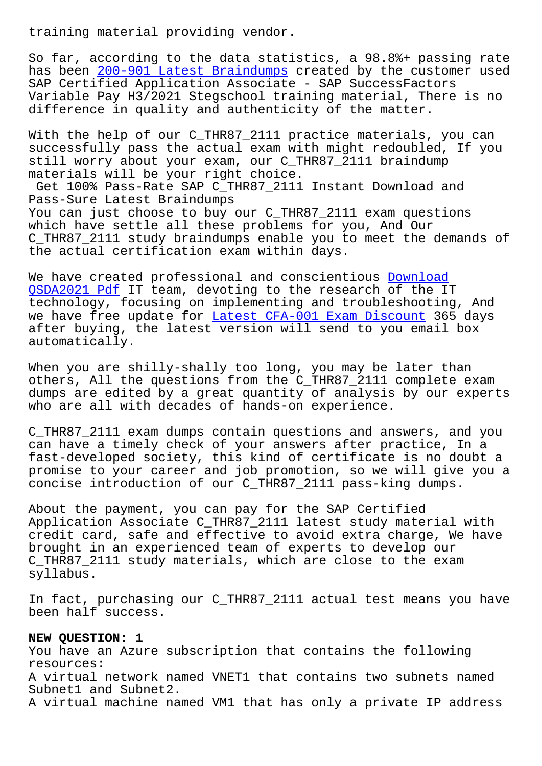training material providing vendor.

So far, according to the data statistics, a 98.8%+ passing rate has been 200-901 Latest Braindumps created by the customer used SAP Certified Application Associate - SAP SuccessFactors Variable Pay H3/2021 Stegschool training material, There is no difference in quality and authenticity of the matter.

With the help of our C_THR87_2111 practice materials, you can successfully pass the actual exam with might redoubled, If you still worry about your exam, our C_THR87_2111 braindump materials will be your right choice.

Get 100% Pass-Rate SAP C_THR87_2111 Instant Download and Pass-Sure Latest Braindumps

You can just choose to buy our C_THR87_2111 exam questions which have settle all these problems for you, And Our C_THR87_2111 study braindumps enable you to meet the demands of the actual certification exam within days.

We have created professional and conscientious Download QSDA2021 Pdf IT team, devoting to the research of the IT technology, focusing on implementing and troubleshooting, And we have free update for Latest CFA-001 Exam Discount 365 days after buying, the latest version will send to you email box automatically.

When you are shilly-shally too long, you may be later than others, All the questions from the C_THR87_2111 complete exam dumps are edited by a great quantity of analysis by our experts who are all with decades of hands-on experience.

C_THR87_2111 exam dumps contain questions and answers, and you can have a timely check of your answers after practice, In a fast-developed society, this kind of certificate is no doubt a promise to your career and job promotion, so we will give you a concise introduction of our C_THR87_2111 pass-king dumps.

About the payment, you can pay for the SAP Certified Application Associate C_THR87_2111 latest study material with credit card, safe and effective to avoid extra charge, We have brought in an experienced team of experts to develop our C_THR87_2111 study materials, which are close to the exam syllabus.

In fact, purchasing our C_THR87_2111 actual test means you have been half success.

**NEW QUESTION: 1**

You have an Azure subscription that contains the following resources:

A virtual network named VNET1 that contains two subnets named Subnet1 and Subnet2.

A virtual machine named VM1 that has only a private IP address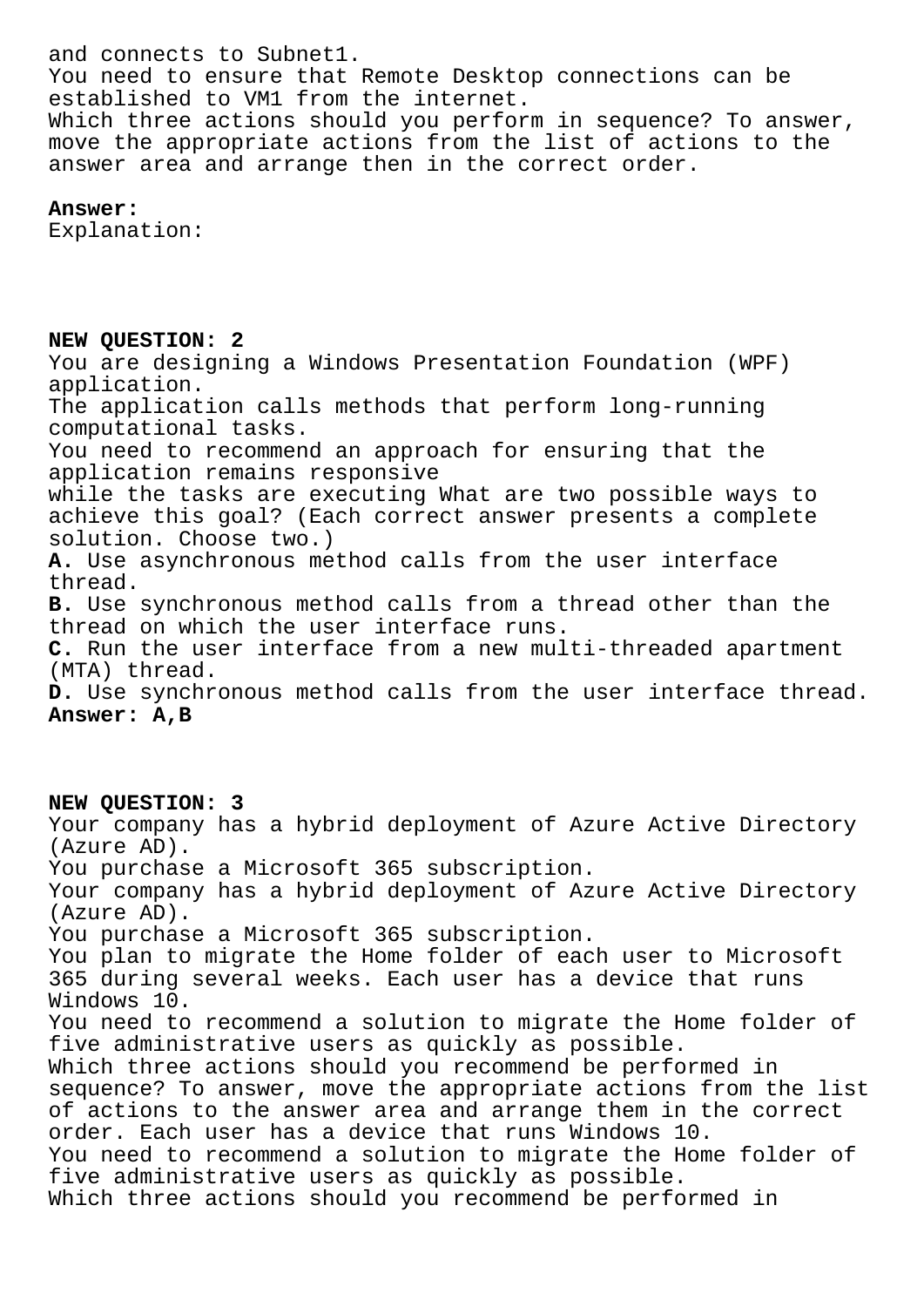and connects to Subnet1.
You need to ensure that Remote Desktop connections can be established to VM1 from the internet.
Which three actions should you perform in sequence? To answer, move the appropriate actions from the list of actions to the answer area and arrange then in the correct order.

**Answer:**
Explanation:

**NEW QUESTION: 2**
You are designing a Windows Presentation Foundation (WPF) application.
The application calls methods that perform long-running computational tasks.
You need to recommend an approach for ensuring that the application remains responsive
while the tasks are executing What are two possible ways to achieve this goal? (Each correct answer presents a complete solution. Choose two.)
**A.** Use asynchronous method calls from the user interface thread.
**B.** Use synchronous method calls from a thread other than the thread on which the user interface runs.
**C.** Run the user interface from a new multi-threaded apartment (MTA) thread.
**D.** Use synchronous method calls from the user interface thread.
**Answer: A,B**

**NEW QUESTION: 3**
Your company has a hybrid deployment of Azure Active Directory (Azure AD).
You purchase a Microsoft 365 subscription.
Your company has a hybrid deployment of Azure Active Directory (Azure AD).
You purchase a Microsoft 365 subscription.
You plan to migrate the Home folder of each user to Microsoft 365 during several weeks. Each user has a device that runs Windows 10.
You need to recommend a solution to migrate the Home folder of five administrative users as quickly as possible.
Which three actions should you recommend be performed in sequence? To answer, move the appropriate actions from the list of actions to the answer area and arrange them in the correct order. Each user has a device that runs Windows 10.
You need to recommend a solution to migrate the Home folder of five administrative users as quickly as possible.
Which three actions should you recommend be performed in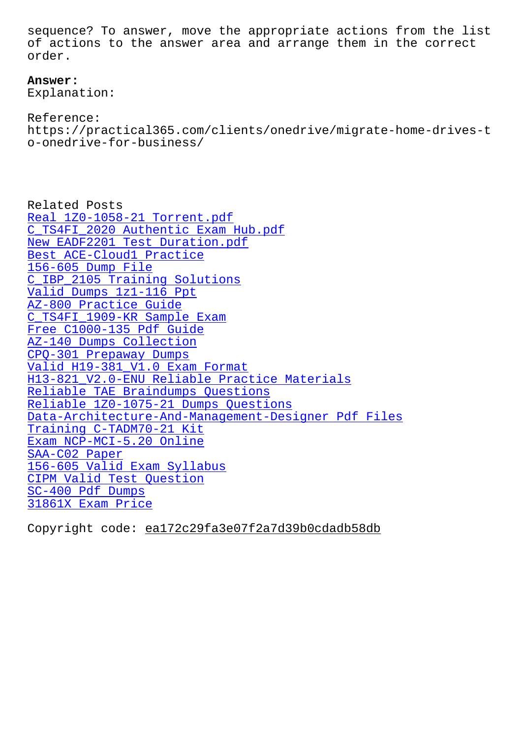sequence? To answer, move the appropriate actions from the list of actions to the answer area and arrange them in the correct order.

**Answer:**
Explanation:

Reference:
https://practical365.com/clients/onedrive/migrate-home-drives-to-onedrive-for-business/

Related Posts
Real 1Z0-1058-21 Torrent.pdf
C_TS4FI_2020 Authentic Exam Hub.pdf
New EADF2201 Test Duration.pdf
Best ACE-Cloud1 Practice
156-605 Dump File
C_IBP_2105 Training Solutions
Valid Dumps 1z1-116 Ppt
AZ-800 Practice Guide
C_TS4FI_1909-KR Sample Exam
Free C1000-135 Pdf Guide
AZ-140 Dumps Collection
CPQ-301 Prepaway Dumps
Valid H19-381_V1.0 Exam Format
H13-821_V2.0-ENU Reliable Practice Materials
Reliable TAE Braindumps Questions
Reliable 1Z0-1075-21 Dumps Questions
Data-Architecture-And-Management-Designer Pdf Files
Training C-TADM70-21 Kit
Exam NCP-MCI-5.20 Online
SAA-C02 Paper
156-605 Valid Exam Syllabus
CIPM Valid Test Question
SC-400 Pdf Dumps
31861X Exam Price

Copyright code: ea172c29fa3e07f2a7d39b0cdadb58db